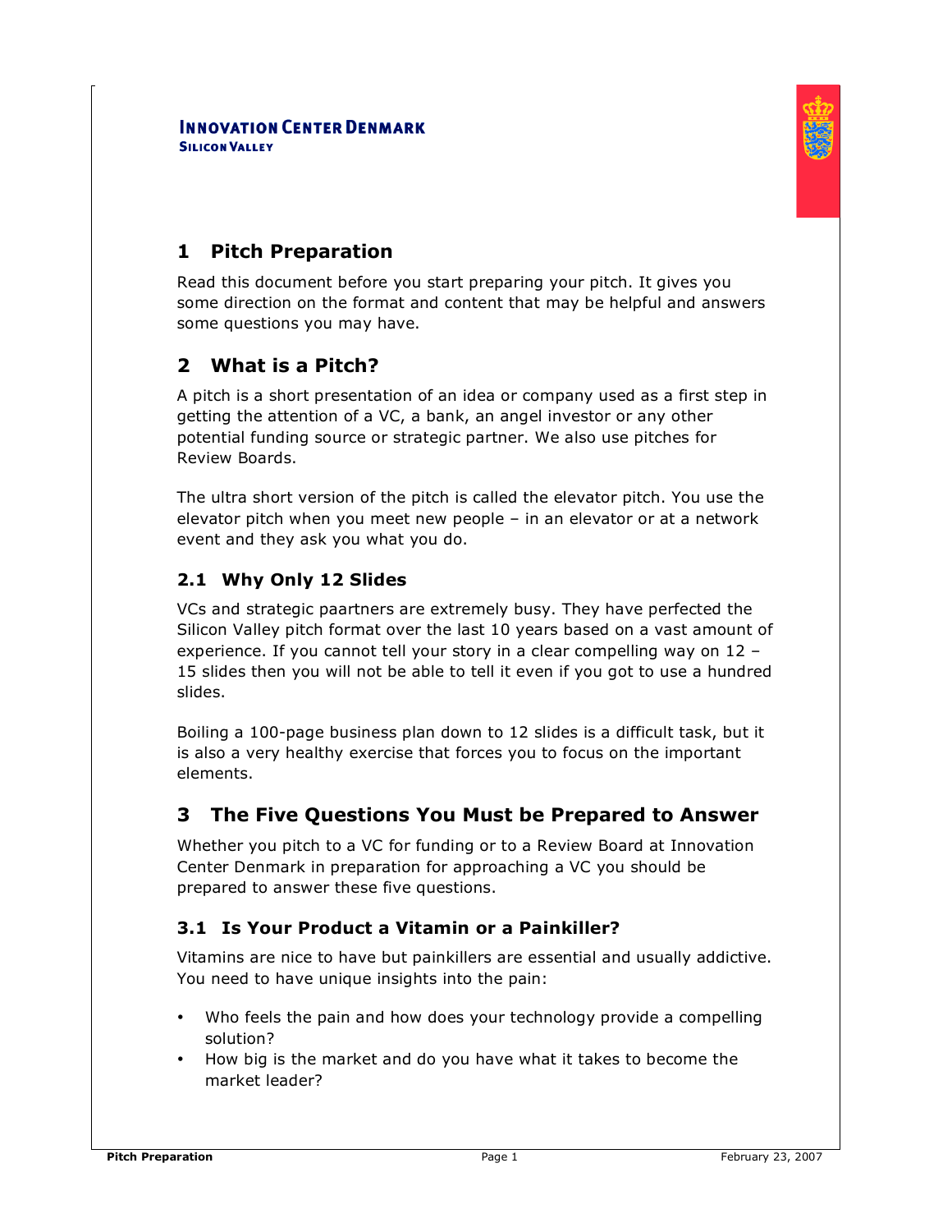**Innovation Center Denmark**
**Silicon Valley**

# 1 Pitch Preparation

Read this document before you start preparing your pitch. It gives you some direction on the format and content that may be helpful and answers some questions you may have.

# 2 What is a Pitch?

A pitch is a short presentation of an idea or company used as a first step in getting the attention of a VC, a bank, an angel investor or any other potential funding source or strategic partner. We also use pitches for Review Boards.

The ultra short version of the pitch is called the elevator pitch. You use the elevator pitch when you meet new people – in an elevator or at a network event and they ask you what you do.

## 2.1 Why Only 12 Slides

VCs and strategic paartners are extremely busy. They have perfected the Silicon Valley pitch format over the last 10 years based on a vast amount of experience. If you cannot tell your story in a clear compelling way on 12 – 15 slides then you will not be able to tell it even if you got to use a hundred slides.

Boiling a 100-page business plan down to 12 slides is a difficult task, but it is also a very healthy exercise that forces you to focus on the important elements.

# 3 The Five Questions You Must be Prepared to Answer

Whether you pitch to a VC for funding or to a Review Board at Innovation Center Denmark in preparation for approaching a VC you should be prepared to answer these five questions.

## 3.1 Is Your Product a Vitamin or a Painkiller?

Vitamins are nice to have but painkillers are essential and usually addictive. You need to have unique insights into the pain:

- Who feels the pain and how does your technology provide a compelling solution?
- How big is the market and do you have what it takes to become the market leader?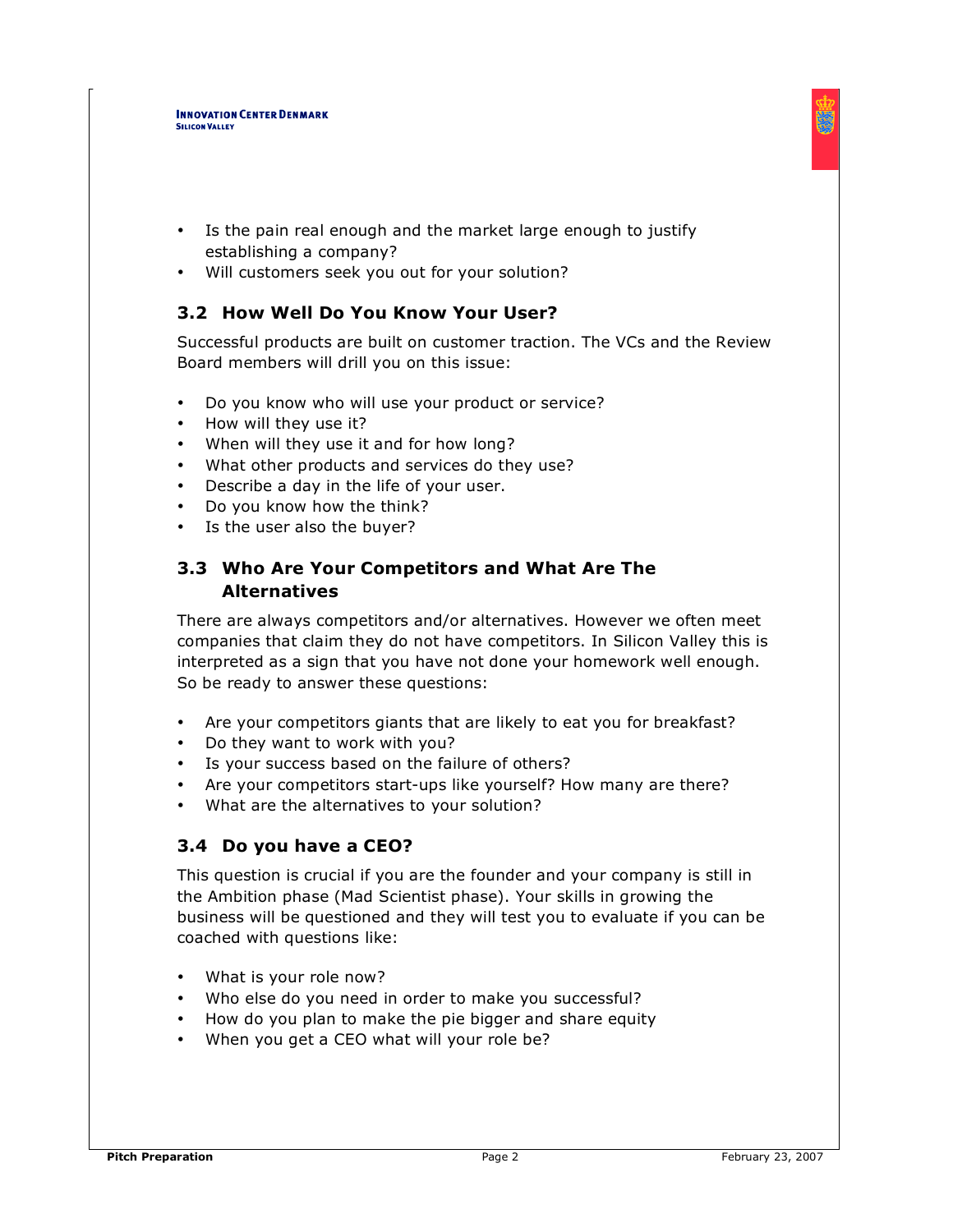- Is the pain real enough and the market large enough to justify establishing a company?
- Will customers seek you out for your solution?

### 3.2 How Well Do You Know Your User?

Successful products are built on customer traction. The VCs and the Review Board members will drill you on this issue:

- Do you know who will use your product or service?
- How will they use it?
- When will they use it and for how long?
- What other products and services do they use?
- Describe a day in the life of your user.
- Do you know how the think?
- Is the user also the buyer?

### 3.3 Who Are Your Competitors and What Are The Alternatives

There are always competitors and/or alternatives. However we often meet companies that claim they do not have competitors. In Silicon Valley this is interpreted as a sign that you have not done your homework well enough. So be ready to answer these questions:

- Are your competitors giants that are likely to eat you for breakfast?
- Do they want to work with you?
- Is your success based on the failure of others?
- Are your competitors start-ups like yourself? How many are there?
- What are the alternatives to your solution?

### 3.4 Do you have a CEO?

This question is crucial if you are the founder and your company is still in the Ambition phase (Mad Scientist phase). Your skills in growing the business will be questioned and they will test you to evaluate if you can be coached with questions like:

- What is your role now?
- Who else do you need in order to make you successful?
- How do you plan to make the pie bigger and share equity
- When you get a CEO what will your role be?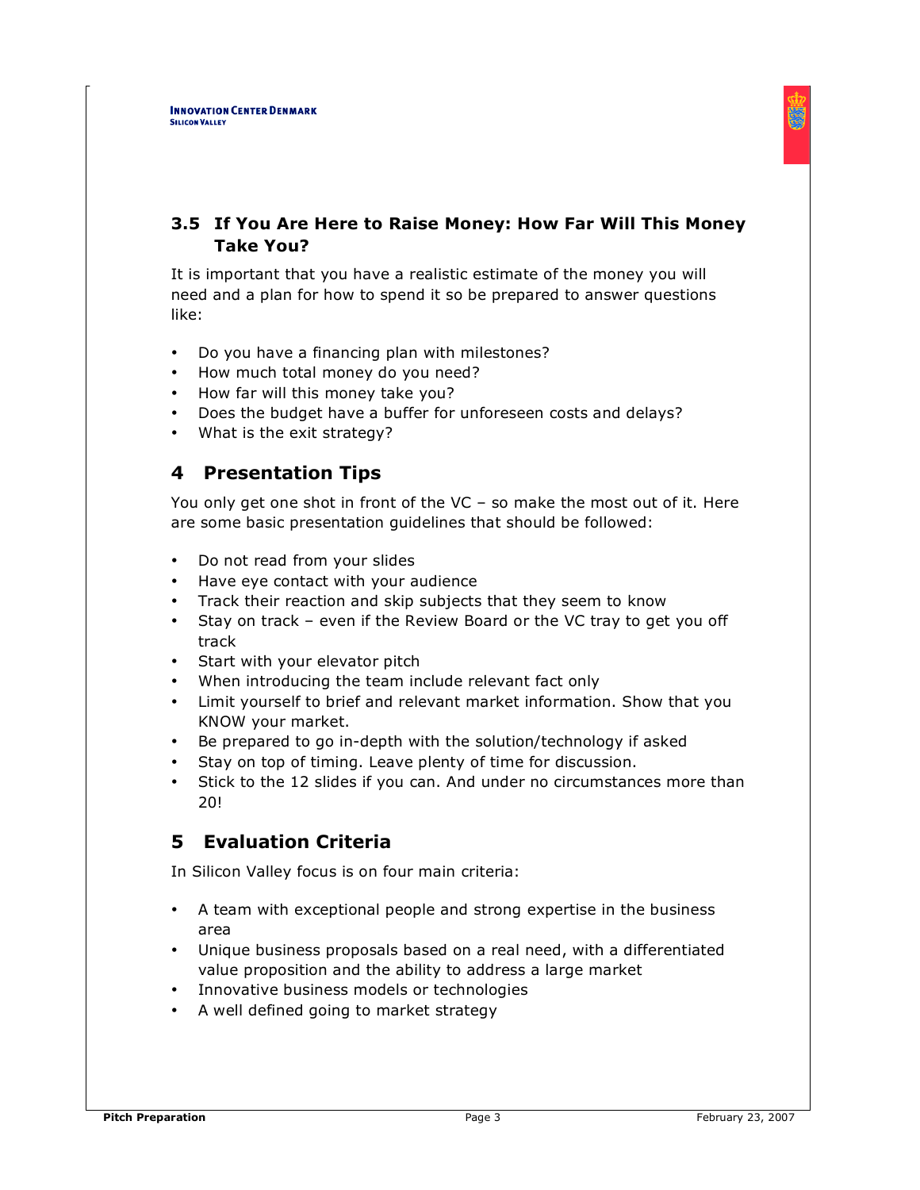### 3.5 If You Are Here to Raise Money: How Far Will This Money Take You?

It is important that you have a realistic estimate of the money you will need and a plan for how to spend it so be prepared to answer questions like:

- Do you have a financing plan with milestones?
- How much total money do you need?
- How far will this money take you?
- Does the budget have a buffer for unforeseen costs and delays?
- What is the exit strategy?

## 4 Presentation Tips

You only get one shot in front of the VC – so make the most out of it. Here are some basic presentation guidelines that should be followed:

- Do not read from your slides
- Have eye contact with your audience
- Track their reaction and skip subjects that they seem to know
- Stay on track – even if the Review Board or the VC tray to get you off track
- Start with your elevator pitch
- When introducing the team include relevant fact only
- Limit yourself to brief and relevant market information. Show that you KNOW your market.
- Be prepared to go in-depth with the solution/technology if asked
- Stay on top of timing. Leave plenty of time for discussion.
- Stick to the 12 slides if you can. And under no circumstances more than 20!

## 5 Evaluation Criteria

In Silicon Valley focus is on four main criteria:

- A team with exceptional people and strong expertise in the business area
- Unique business proposals based on a real need, with a differentiated value proposition and the ability to address a large market
- Innovative business models or technologies
- A well defined going to market strategy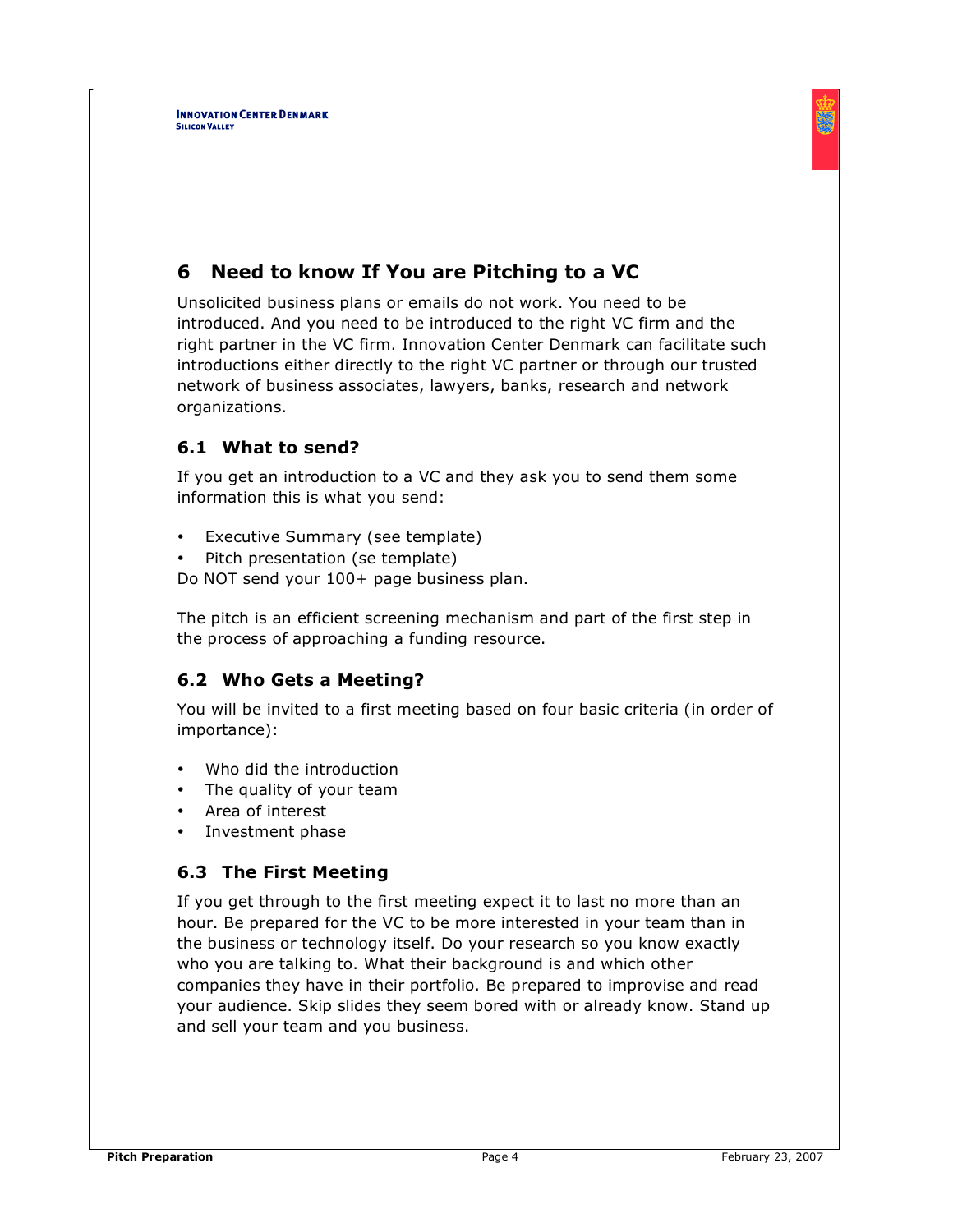## 6 Need to know If You are Pitching to a VC

Unsolicited business plans or emails do not work. You need to be introduced. And you need to be introduced to the right VC firm and the right partner in the VC firm. Innovation Center Denmark can facilitate such introductions either directly to the right VC partner or through our trusted network of business associates, lawyers, banks, research and network organizations.

### 6.1 What to send?

If you get an introduction to a VC and they ask you to send them some information this is what you send:

- Executive Summary (see template)
- Pitch presentation (se template)

Do NOT send your 100+ page business plan.

The pitch is an efficient screening mechanism and part of the first step in the process of approaching a funding resource.

### 6.2 Who Gets a Meeting?

You will be invited to a first meeting based on four basic criteria (in order of importance):

- Who did the introduction
- The quality of your team
- Area of interest
- Investment phase

### 6.3 The First Meeting

If you get through to the first meeting expect it to last no more than an hour. Be prepared for the VC to be more interested in your team than in the business or technology itself. Do your research so you know exactly who you are talking to. What their background is and which other companies they have in their portfolio. Be prepared to improvise and read your audience. Skip slides they seem bored with or already know. Stand up and sell your team and you business.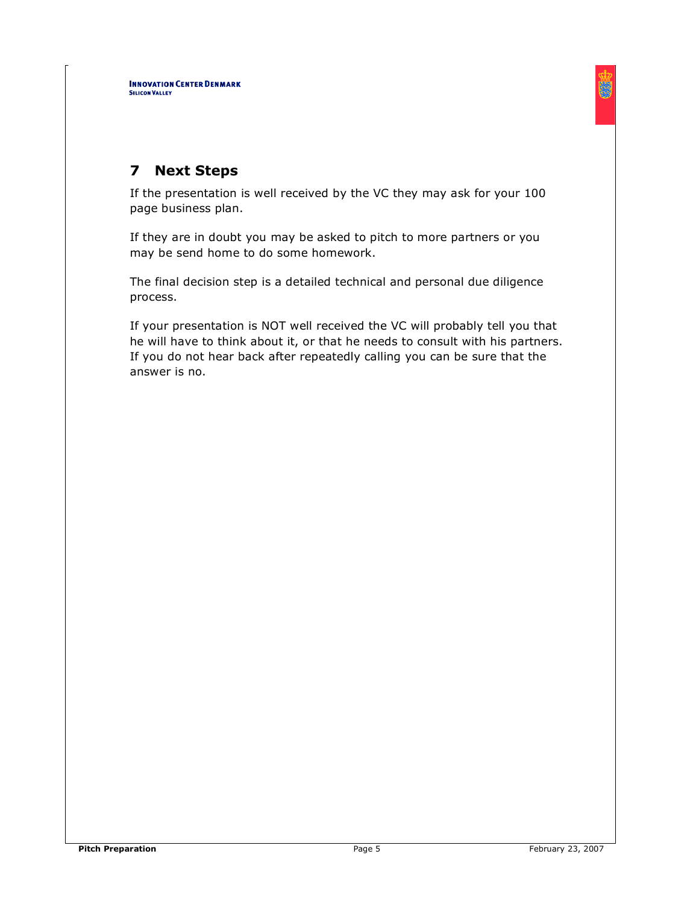## 7 Next Steps

If the presentation is well received by the VC they may ask for your 100 page business plan.

If they are in doubt you may be asked to pitch to more partners or you may be send home to do some homework.

The final decision step is a detailed technical and personal due diligence process.

If your presentation is NOT well received the VC will probably tell you that he will have to think about it, or that he needs to consult with his partners. If you do not hear back after repeatedly calling you can be sure that the answer is no.